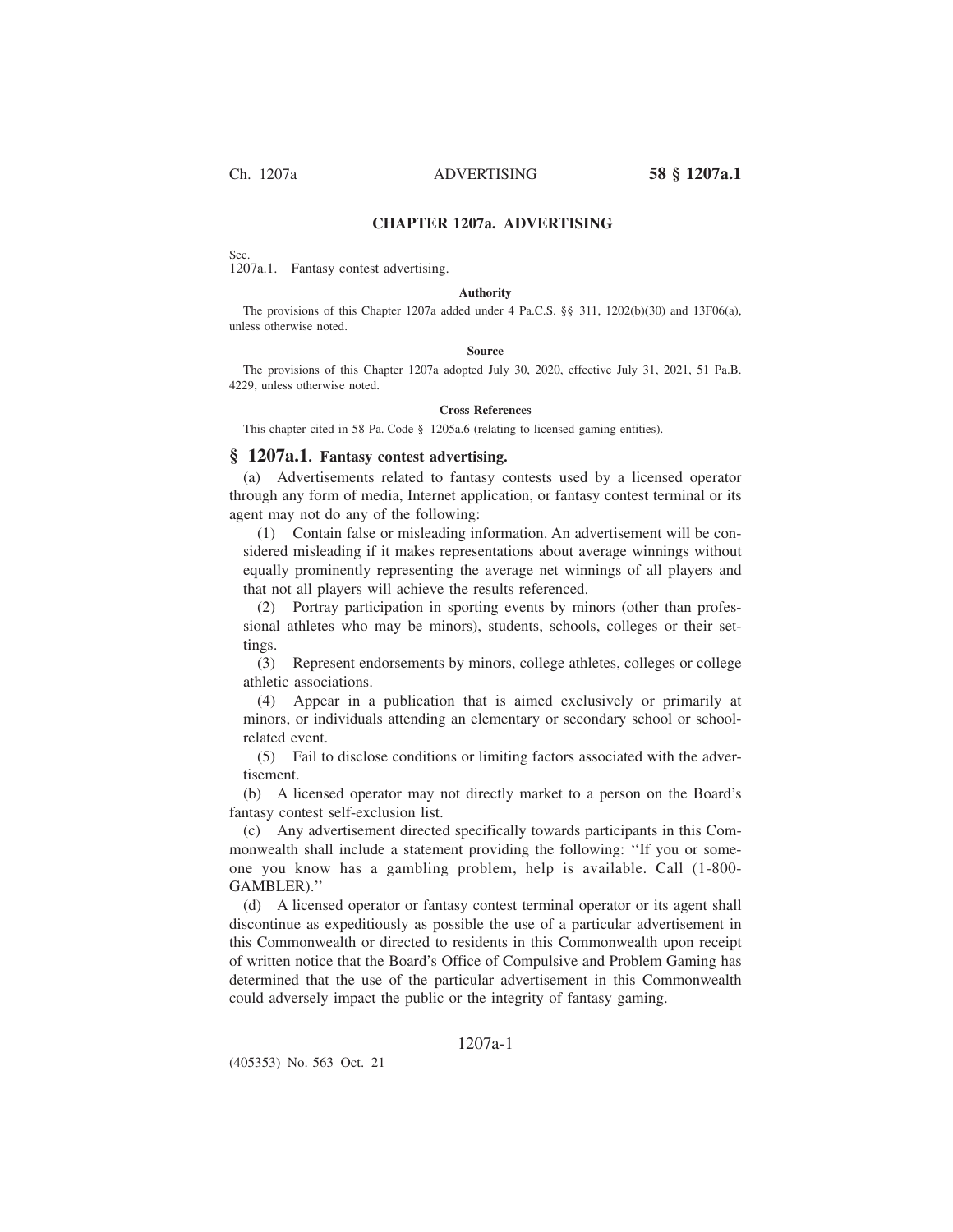# CHAPTER 1207a. ADVERTISING

Sec.
1207a.1. Fantasy contest advertising.

**Authority**

The provisions of this Chapter 1207a added under 4 Pa.C.S. §§ 311, 1202(b)(30) and 13F06(a), unless otherwise noted.

**Source**

The provisions of this Chapter 1207a adopted July 30, 2020, effective July 31, 2021, 51 Pa.B. 4229, unless otherwise noted.

**Cross References**

This chapter cited in 58 Pa. Code § 1205a.6 (relating to licensed gaming entities).

## § 1207a.1. Fantasy contest advertising.

(a) Advertisements related to fantasy contests used by a licensed operator through any form of media, Internet application, or fantasy contest terminal or its agent may not do any of the following:

(1) Contain false or misleading information. An advertisement will be considered misleading if it makes representations about average winnings without equally prominently representing the average net winnings of all players and that not all players will achieve the results referenced.

(2) Portray participation in sporting events by minors (other than professional athletes who may be minors), students, schools, colleges or their settings.

(3) Represent endorsements by minors, college athletes, colleges or college athletic associations.

(4) Appear in a publication that is aimed exclusively or primarily at minors, or individuals attending an elementary or secondary school or school-related event.

(5) Fail to disclose conditions or limiting factors associated with the advertisement.

(b) A licensed operator may not directly market to a person on the Board's fantasy contest self-exclusion list.

(c) Any advertisement directed specifically towards participants in this Commonwealth shall include a statement providing the following: ''If you or someone you know has a gambling problem, help is available. Call (1-800-GAMBLER).''

(d) A licensed operator or fantasy contest terminal operator or its agent shall discontinue as expeditiously as possible the use of a particular advertisement in this Commonwealth or directed to residents in this Commonwealth upon receipt of written notice that the Board's Office of Compulsive and Problem Gaming has determined that the use of the particular advertisement in this Commonwealth could adversely impact the public or the integrity of fantasy gaming.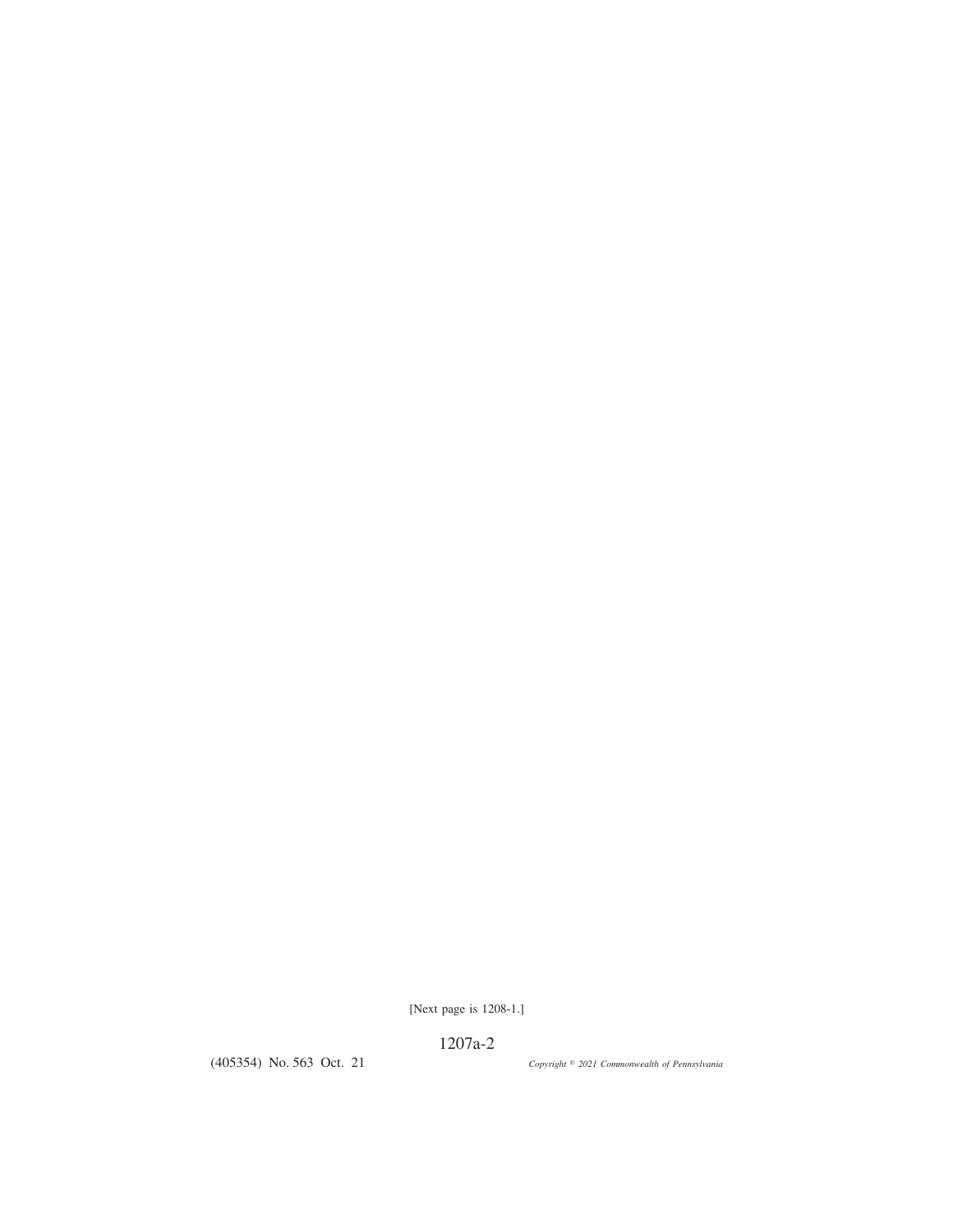[Next page is 1208-1.]